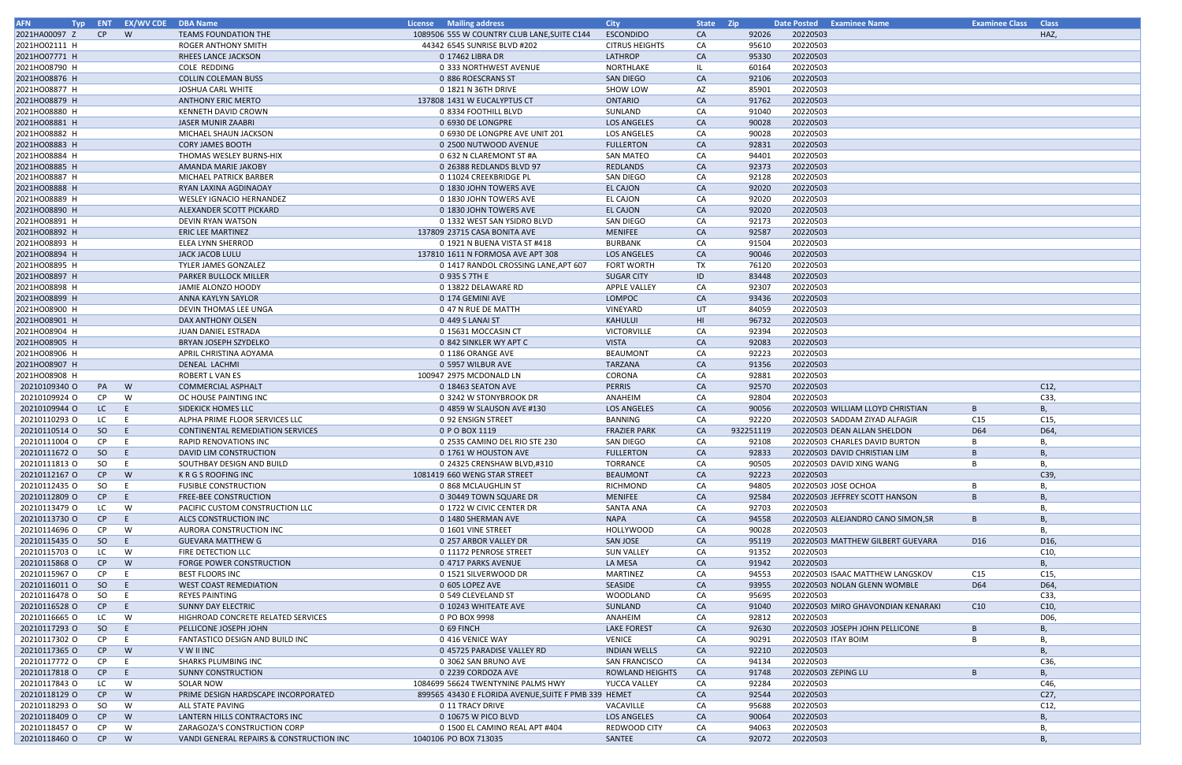| AFN | Typ | ENT | EX/WV CDE | DBA Name | License | Mailing address | City | State | Zip | Date Posted | Examinee Name | Examinee Class | Class |
|---|---|---|---|---|---|---|---|---|---|---|---|---|---|
| 2021HA00097 | Z | CP | W | TEAMS FOUNDATION THE | 1089506 | 555 W COUNTRY CLUB LANE,SUITE C144 | ESCONDIDO | CA | 92026 | 20220503 | | | HAZ, |
| 2021HO02111 | H | | | ROGER ANTHONY SMITH | 44342 | 6545 SUNRISE BLVD #202 | CITRUS HEIGHTS | CA | 95610 | 20220503 | | | |
| 2021HO07771 | H | | | RHEES LANCE JACKSON | 0 | 17462 LIBRA DR | LATHROP | CA | 95330 | 20220503 | | | |
| 2021HO08790 | H | | | COLE REDDING | 0 | 333 NORTHWEST AVENUE | NORTHLAKE | IL | 60164 | 20220503 | | | |
| 2021HO08876 | H | | | COLLIN COLEMAN BUSS | 0 | 886 ROESCRANS ST | SAN DIEGO | CA | 92106 | 20220503 | | | |
| 2021HO08877 | H | | | JOSHUA CARL WHITE | 0 | 1821 N 36TH DRIVE | SHOW LOW | AZ | 85901 | 20220503 | | | |
| 2021HO08879 | H | | | ANTHONY ERIC MERTO | 137808 | 1431 W EUCALYPTUS CT | ONTARIO | CA | 91762 | 20220503 | | | |
| 2021HO08880 | H | | | KENNETH DAVID CROWN | 0 | 8334 FOOTHILL BLVD | SUNLAND | CA | 91040 | 20220503 | | | |
| 2021HO08881 | H | | | JASER MUNIR ZAABRI | 0 | 6930 DE LONGPRE | LOS ANGELES | CA | 90028 | 20220503 | | | |
| 2021HO08882 | H | | | MICHAEL SHAUN JACKSON | 0 | 6930 DE LONGPRE AVE UNIT 201 | LOS ANGELES | CA | 90028 | 20220503 | | | |
| 2021HO08883 | H | | | CORY JAMES BOOTH | 0 | 2500 NUTWOOD AVENUE | FULLERTON | CA | 92831 | 20220503 | | | |
| 2021HO08884 | H | | | THOMAS WESLEY BURNS-HIX | 0 | 632 N CLAREMONT ST #A | SAN MATEO | CA | 94401 | 20220503 | | | |
| 2021HO08885 | H | | | AMANDA MARIE JAKOBY | 0 | 26388 REDLANDS BLVD 97 | REDLANDS | CA | 92373 | 20220503 | | | |
| 2021HO08887 | H | | | MICHAEL PATRICK BARBER | 0 | 11024 CREEKBRIDGE PL | SAN DIEGO | CA | 92128 | 20220503 | | | |
| 2021HO08888 | H | | | RYAN LAXINA AGDINAOAY | 0 | 1830 JOHN TOWERS AVE | EL CAJON | CA | 92020 | 20220503 | | | |
| 2021HO08889 | H | | | WESLEY IGNACIO HERNANDEZ | 0 | 1830 JOHN TOWERS AVE | EL CAJON | CA | 92020 | 20220503 | | | |
| 2021HO08890 | H | | | ALEXANDER SCOTT PICKARD | 0 | 1830 JOHN TOWERS AVE | EL CAJON | CA | 92020 | 20220503 | | | |
| 2021HO08891 | H | | | DEVIN RYAN WATSON | 0 | 1332 WEST SAN YSIDRO BLVD | SAN DIEGO | CA | 92173 | 20220503 | | | |
| 2021HO08892 | H | | | ERIC LEE MARTINEZ | 137809 | 23715 CASA BONITA AVE | MENIFEE | CA | 92587 | 20220503 | | | |
| 2021HO08893 | H | | | ELEA LYNN SHERROD | 0 | 1921 N BUENA VISTA ST #418 | BURBANK | CA | 91504 | 20220503 | | | |
| 2021HO08894 | H | | | JACK JACOB LULU | 137810 | 1611 N FORMOSA AVE APT 308 | LOS ANGELES | CA | 90046 | 20220503 | | | |
| 2021HO08895 | H | | | TYLER JAMES GONZALEZ | 0 | 1417 RANDOL CROSSING LANE,APT 607 | FORT WORTH | TX | 76120 | 20220503 | | | |
| 2021HO08897 | H | | | PARKER BULLOCK MILLER | 0 | 935 S 7TH E | SUGAR CITY | ID | 83448 | 20220503 | | | |
| 2021HO08898 | H | | | JAMIE ALONZO HOODY | 0 | 13822 DELAWARE RD | APPLE VALLEY | CA | 92307 | 20220503 | | | |
| 2021HO08899 | H | | | ANNA KAYLYN SAYLOR | 0 | 174 GEMINI AVE | LOMPOC | CA | 93436 | 20220503 | | | |
| 2021HO08900 | H | | | DEVIN THOMAS LEE UNGA | 0 | 47 N RUE DE MATTH | VINEYARD | UT | 84059 | 20220503 | | | |
| 2021HO08901 | H | | | DAX ANTHONY OLSEN | 0 | 449 S LANAI ST | KAHULUI | HI | 96732 | 20220503 | | | |
| 2021HO08904 | H | | | JUAN DANIEL ESTRADA | 0 | 15631 MOCCASIN CT | VICTORVILLE | CA | 92394 | 20220503 | | | |
| 2021HO08905 | H | | | BRYAN JOSEPH SZYDELKO | 0 | 842 SINKLER WY APT C | VISTA | CA | 92083 | 20220503 | | | |
| 2021HO08906 | H | | | APRIL CHRISTINA AOYAMA | 0 | 1186 ORANGE AVE | BEAUMONT | CA | 92223 | 20220503 | | | |
| 2021HO08907 | H | | | DENEAL LACHMI | 0 | 5957 WILBUR AVE | TARZANA | CA | 91356 | 20220503 | | | |
| 2021HO08908 | H | | | ROBERT L VAN ES | 100947 | 2975 MCDONALD LN | CORONA | CA | 92881 | 20220503 | | | |
| 20210109340 | O | PA | W | COMMERCIAL ASPHALT | 0 | 18463 SEATON AVE | PERRIS | CA | 92570 | 20220503 | | | C12, |
| 20210109924 | O | CP | W | OC HOUSE PAINTING INC | 0 | 3242 W STONYBROOK DR | ANAHEIM | CA | 92804 | 20220503 | | | C33, |
| 20210109944 | O | LC | E | SIDEKICK HOMES LLC | 0 | 4859 W SLAUSON AVE #130 | LOS ANGELES | CA | 90056 | 20220503 | WILLIAM LLOYD CHRISTIAN | B | B, |
| 20210110293 | O | LC | E | ALPHA PRIME FLOOR SERVICES LLC | 0 | 92 ENSIGN STREET | BANNING | CA | 92220 | 20220503 | SADDAM ZIYAD ALFAGIR | C15 | C15, |
| 20210110514 | O | SO | E | CONTINENTAL REMEDIATION SERVICES | 0 | P O BOX 1119 | FRAZIER PARK | CA | 932251119 | 20220503 | DEAN ALLAN SHELDON | D64 | D64, |
| 20210111004 | O | CP | E | RAPID RENOVATIONS INC | 0 | 2535 CAMINO DEL RIO STE 230 | SAN DIEGO | CA | 92108 | 20220503 | CHARLES DAVID BURTON | B | B, |
| 20210111672 | O | SO | E | DAVID LIM CONSTRUCTION | 0 | 1761 W HOUSTON AVE | FULLERTON | CA | 92833 | 20220503 | DAVID CHRISTIAN LIM | B | B, |
| 20210111813 | O | SO | E | SOUTHBAY DESIGN AND BUILD | 0 | 24325 CRENSHAW BLVD,#310 | TORRANCE | CA | 90505 | 20220503 | DAVID XING WANG | B | B, |
| 20210112167 | O | CP | W | K R G S ROOFING INC | 1081419 | 660 WENG STAR STREET | BEAUMONT | CA | 92223 | 20220503 | | | C39, |
| 20210112435 | O | SO | E | FUSIBLE CONSTRUCTION | 0 | 868 MCLAUGHLIN ST | RICHMOND | CA | 94805 | 20220503 | JOSE OCHOA | B | B, |
| 20210112809 | O | CP | E | FREE-BEE CONSTRUCTION | 0 | 30449 TOWN SQUARE DR | MENIFEE | CA | 92584 | 20220503 | JEFFREY SCOTT HANSON | B | B, |
| 20210113479 | O | LC | W | PACIFIC CUSTOM CONSTRUCTION LLC | 0 | 1722 W CIVIC CENTER DR | SANTA ANA | CA | 92703 | 20220503 | | | B, |
| 20210113730 | O | CP | E | ALCS CONSTRUCTION INC | 0 | 1480 SHERMAN AVE | NAPA | CA | 94558 | 20220503 | ALEJANDRO CANO SIMON,SR | B | B, |
| 20210114696 | O | CP | W | AURORA CONSTRUCTION INC | 0 | 1601 VINE STREET | HOLLYWOOD | CA | 90028 | 20220503 | | | B, |
| 20210115435 | O | SO | E | GUEVARA MATTHEW G | 0 | 257 ARBOR VALLEY DR | SAN JOSE | CA | 95119 | 20220503 | MATTHEW GILBERT GUEVARA | D16 | D16, |
| 20210115703 | O | LC | W | FIRE DETECTION LLC | 0 | 11172 PENROSE STREET | SUN VALLEY | CA | 91352 | 20220503 | | | C10, |
| 20210115868 | O | CP | W | FORGE POWER CONSTRUCTION | 0 | 4717 PARKS AVENUE | LA MESA | CA | 91942 | 20220503 | | | B, |
| 20210115967 | O | CP | E | BEST FLOORS INC | 0 | 1521 SILVERWOOD DR | MARTINEZ | CA | 94553 | 20220503 | ISAAC MATTHEW LANGSKOV | C15 | C15, |
| 20210116011 | O | SO | E | WEST COAST REMEDIATION | 0 | 605 LOPEZ AVE | SEASIDE | CA | 93955 | 20220503 | NOLAN GLENN WOMBLE | D64 | D64, |
| 20210116478 | O | SO | E | REYES PAINTING | 0 | 549 CLEVELAND ST | WOODLAND | CA | 95695 | 20220503 | | | C33, |
| 20210116528 | O | CP | E | SUNNY DAY ELECTRIC | 0 | 10243 WHITEATE AVE | SUNLAND | CA | 91040 | 20220503 | MIRO GHAVONDIAN KENARAKI | C10 | C10, |
| 20210116665 | O | LC | W | HIGHROAD CONCRETE RELATED SERVICES | 0 | PO BOX 9998 | ANAHEIM | CA | 92812 | 20220503 | | | D06, |
| 20210117293 | O | SO | E | PELLICONE JOSEPH JOHN | 0 | 69 FINCH | LAKE FOREST | CA | 92630 | 20220503 | JOSEPH JOHN PELLICONE | B | B, |
| 20210117302 | O | CP | E | FANTASTICO DESIGN AND BUILD INC | 0 | 416 VENICE WAY | VENICE | CA | 90291 | 20220503 | ITAY BOIM | B | B, |
| 20210117365 | O | CP | W | V W II INC | 0 | 45725 PARADISE VALLEY RD | INDIAN WELLS | CA | 92210 | 20220503 | | | B, |
| 20210117772 | O | CP | E | SHARKS PLUMBING INC | 0 | 3062 SAN BRUNO AVE | SAN FRANCISCO | CA | 94134 | 20220503 | | | C36, |
| 20210117818 | O | CP | E | SUNNY CONSTRUCTION | 0 | 2239 CORDOZA AVE | ROWLAND HEIGHTS | CA | 91748 | 20220503 | ZEPING LU | B | B, |
| 20210117843 | O | LC | W | SOLAR NOW | 1084699 | 56624 TWENTYNINE PALMS HWY | YUCCA VALLEY | CA | 92284 | 20220503 | | | C46, |
| 20210118129 | O | CP | W | PRIME DESIGN HARDSCAPE INCORPORATED | 899565 | 43430 E FLORIDA AVENUE,SUITE F PMB 339 | HEMET | CA | 92544 | 20220503 | | | C27, |
| 20210118293 | O | SO | W | ALL STATE PAVING | 0 | 11 TRACY DRIVE | VACAVILLE | CA | 95688 | 20220503 | | | C12, |
| 20210118409 | O | CP | W | LANTERN HILLS CONTRACTORS INC | 0 | 10675 W PICO BLVD | LOS ANGELES | CA | 90064 | 20220503 | | | B, |
| 20210118457 | O | CP | W | ZARAGOZA'S CONSTRUCTION CORP | 0 | 1500 EL CAMINO REAL APT #404 | REDWOOD CITY | CA | 94063 | 20220503 | | | B, |
| 20210118460 | O | CP | W | VANDI GENERAL REPAIRS & CONSTRUCTION INC | 1040106 | PO BOX 713035 | SANTEE | CA | 92072 | 20220503 | | | B, |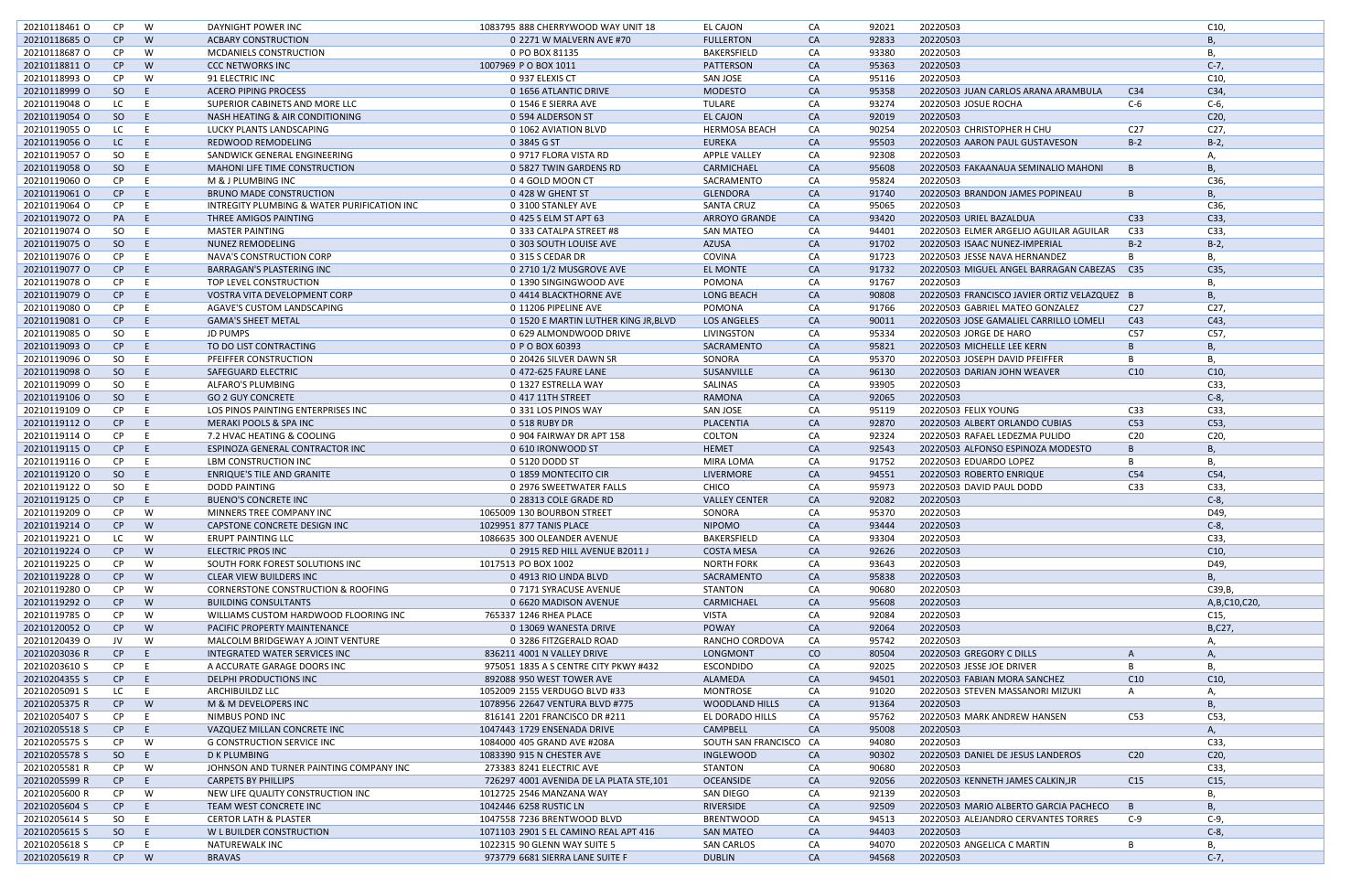| | | | | | | | | | | | | |
|---|---|---|---|---|---|---|---|---|---|---|---|---|
| 20210118461 O | CP | W | DAYNIGHT POWER INC | 1083795 | 888 CHERRYWOOD WAY UNIT 18 | EL CAJON | CA | 92021 | 20220503 | | | C10, |
| 20210118685 O | CP | W | ACBARY CONSTRUCTION | 0 | 2271 W MALVERN AVE #70 | FULLERTON | CA | 92833 | 20220503 | | | B, |
| 20210118687 O | CP | W | MCDANIELS CONSTRUCTION | 0 | PO BOX 81135 | BAKERSFIELD | CA | 93380 | 20220503 | | | B, |
| 20210118811 O | CP | W | CCC NETWORKS INC | 1007969 | P O BOX 1011 | PATTERSON | CA | 95363 | 20220503 | | | C-7, |
| 20210118993 O | CP | W | 91 ELECTRIC INC | 0 | 937 ELEXIS CT | SAN JOSE | CA | 95116 | 20220503 | | | C10, |
| 20210118999 O | SO | E | ACERO PIPING PROCESS | 0 | 1656 ATLANTIC DRIVE | MODESTO | CA | 95358 | 20220503 | JUAN CARLOS ARANA ARAMBULA | C34 | C34, |
| 20210119048 O | LC | E | SUPERIOR CABINETS AND MORE LLC | 0 | 1546 E SIERRA AVE | TULARE | CA | 93274 | 20220503 | JOSUE ROCHA | C-6 | C-6, |
| 20210119054 O | SO | E | NASH HEATING & AIR CONDITIONING | 0 | 594 ALDERSON ST | EL CAJON | CA | 92019 | 20220503 | | | C20, |
| 20210119055 O | LC | E | LUCKY PLANTS LANDSCAPING | 0 | 1062 AVIATION BLVD | HERMOSA BEACH | CA | 90254 | 20220503 | CHRISTOPHER H CHU | C27 | C27, |
| 20210119056 O | LC | E | REDWOOD REMODELING | 0 | 3845 G ST | EUREKA | CA | 95503 | 20220503 | AARON PAUL GUSTAVESON | B-2 | B-2, |
| 20210119057 O | SO | E | SANDWICK GENERAL ENGINEERING | 0 | 9717 FLORA VISTA RD | APPLE VALLEY | CA | 92308 | 20220503 | | | A, |
| 20210119058 O | SO | E | MAHONI LIFE TIME CONSTRUCTION | 0 | 5827 TWIN GARDENS RD | CARMICHAEL | CA | 95608 | 20220503 | FAKAANAUA SEMINALIO MAHONI | B | B, |
| 20210119060 O | CP | E | M & J PLUMBING INC | 0 | 4 GOLD MOON CT | SACRAMENTO | CA | 95824 | 20220503 | | | C36, |
| 20210119061 O | CP | E | BRUNO MADE CONSTRUCTION | 0 | 428 W GHENT ST | GLENDORA | CA | 91740 | 20220503 | BRANDON JAMES POPINEAU | B | B, |
| 20210119064 O | CP | E | INTREGITY PLUMBING & WATER PURIFICATION INC | 0 | 3100 STANLEY AVE | SANTA CRUZ | CA | 95065 | 20220503 | | | C36, |
| 20210119072 O | PA | E | THREE AMIGOS PAINTING | 0 | 425 S ELM ST APT 63 | ARROYO GRANDE | CA | 93420 | 20220503 | URIEL BAZALDUA | C33 | C33, |
| 20210119074 O | SO | E | MASTER PAINTING | 0 | 333 CATALPA STREET #8 | SAN MATEO | CA | 94401 | 20220503 | ELMER ARGELIO AGUILAR AGUILAR | C33 | C33, |
| 20210119075 O | SO | E | NUNEZ REMODELING | 0 | 303 SOUTH LOUISE AVE | AZUSA | CA | 91702 | 20220503 | ISAAC NUNEZ-IMPERIAL | B-2 | B-2, |
| 20210119076 O | CP | E | NAVA'S CONSTRUCTION CORP | 0 | 315 S CEDAR DR | COVINA | CA | 91723 | 20220503 | JESSE NAVA HERNANDEZ | B | B, |
| 20210119077 O | CP | E | BARRAGAN'S PLASTERING INC | 0 | 2710 1/2 MUSGROVE AVE | EL MONTE | CA | 91732 | 20220503 | MIGUEL ANGEL BARRAGAN CABEZAS | C35 | C35, |
| 20210119078 O | CP | E | TOP LEVEL CONSTRUCTION | 0 | 1390 SINGINGWOOD AVE | POMONA | CA | 91767 | 20220503 | | | B, |
| 20210119079 O | CP | E | VOSTRA VITA DEVELOPMENT CORP | 0 | 4414 BLACKTHORNE AVE | LONG BEACH | CA | 90808 | 20220503 | FRANCISCO JAVIER ORTIZ VELAZQUEZ | B | B, |
| 20210119080 O | CP | E | AGAVE'S CUSTOM LANDSCAPING | 0 | 11206 PIPELINE AVE | POMONA | CA | 91766 | 20220503 | GABRIEL MATEO GONZALEZ | C27 | C27, |
| 20210119081 O | CP | E | GAMA'S SHEET METAL | 0 | 1520 E MARTIN LUTHER KING JR,BLVD | LOS ANGELES | CA | 90011 | 20220503 | JOSE GAMALIEL CARRILLO LOMELI | C43 | C43, |
| 20210119085 O | SO | E | JD PUMPS | 0 | 629 ALMONDWOOD DRIVE | LIVINGSTON | CA | 95334 | 20220503 | JORGE DE HARO | C57 | C57, |
| 20210119093 O | CP | E | TO DO LIST CONTRACTING | 0 | P O BOX 60393 | SACRAMENTO | CA | 95821 | 20220503 | MICHELLE LEE KERN | B | B, |
| 20210119096 O | SO | E | PFEIFFER CONSTRUCTION | 0 | 20426 SILVER DAWN SR | SONORA | CA | 95370 | 20220503 | JOSEPH DAVID PFEIFFER | B | B, |
| 20210119098 O | SO | E | SAFEGUARD ELECTRIC | 0 | 472-625 FAURE LANE | SUSANVILLE | CA | 96130 | 20220503 | DARIAN JOHN WEAVER | C10 | C10, |
| 20210119099 O | SO | E | ALFARO'S PLUMBING | 0 | 1327 ESTRELLA WAY | SALINAS | CA | 93905 | 20220503 | | | C33, |
| 20210119106 O | SO | E | GO 2 GUY CONCRETE | 0 | 417 11TH STREET | RAMONA | CA | 92065 | 20220503 | | | C-8, |
| 20210119109 O | CP | E | LOS PINOS PAINTING ENTERPRISES INC | 0 | 331 LOS PINOS WAY | SAN JOSE | CA | 95119 | 20220503 | FELIX YOUNG | C33 | C33, |
| 20210119112 O | CP | E | MERAKI POOLS & SPA INC | 0 | 518 RUBY DR | PLACENTIA | CA | 92870 | 20220503 | ALBERT ORLANDO CUBIAS | C53 | C53, |
| 20210119114 O | CP | E | 7.2 HVAC HEATING & COOLING | 0 | 904 FAIRWAY DR APT 158 | COLTON | CA | 92324 | 20220503 | RAFAEL LEDEZMA PULIDO | C20 | C20, |
| 20210119115 O | CP | E | ESPINOZA GENERAL CONTRACTOR INC | 0 | 610 IRONWOOD ST | HEMET | CA | 92543 | 20220503 | ALFONSO ESPINOZA MODESTO | B | B, |
| 20210119116 O | CP | E | LBM CONSTRUCTION INC | 0 | 5120 DODD ST | MIRA LOMA | CA | 91752 | 20220503 | EDUARDO LOPEZ | B | B, |
| 20210119120 O | SO | E | ENRIQUE'S TILE AND GRANITE | 0 | 1859 MONTECITO CIR | LIVERMORE | CA | 94551 | 20220503 | ROBERTO ENRIQUE | C54 | C54, |
| 20210119122 O | SO | E | DODD PAINTING | 0 | 2976 SWEETWATER FALLS | CHICO | CA | 95973 | 20220503 | DAVID PAUL DODD | C33 | C33, |
| 20210119125 O | CP | E | BUENO'S CONCRETE INC | 0 | 28313 COLE GRADE RD | VALLEY CENTER | CA | 92082 | 20220503 | | | C-8, |
| 20210119209 O | CP | W | MINNERS TREE COMPANY INC | 1065009 | 130 BOURBON STREET | SONORA | CA | 95370 | 20220503 | | | D49, |
| 20210119214 O | CP | W | CAPSTONE CONCRETE DESIGN INC | 1029951 | 877 TANIS PLACE | NIPOMO | CA | 93444 | 20220503 | | | C-8, |
| 20210119221 O | LC | W | ERUPT PAINTING LLC | 1086635 | 300 OLEANDER AVENUE | BAKERSFIELD | CA | 93304 | 20220503 | | | C33, |
| 20210119224 O | CP | W | ELECTRIC PROS INC | 0 | 2915 RED HILL AVENUE B2011 J | COSTA MESA | CA | 92626 | 20220503 | | | C10, |
| 20210119225 O | CP | W | SOUTH FORK FOREST SOLUTIONS INC | 1017513 | PO BOX 1002 | NORTH FORK | CA | 93643 | 20220503 | | | D49, |
| 20210119228 O | CP | W | CLEAR VIEW BUILDERS INC | 0 | 4913 RIO LINDA BLVD | SACRAMENTO | CA | 95838 | 20220503 | | | B, |
| 20210119280 O | CP | W | CORNERSTONE CONSTRUCTION & ROOFING | 0 | 7171 SYRACUSE AVENUE | STANTON | CA | 90680 | 20220503 | | | C39,B, |
| 20210119292 O | CP | W | BUILDING CONSULTANTS | 0 | 6620 MADISON AVENUE | CARMICHAEL | CA | 95608 | 20220503 | | | A,B,C10,C20, |
| 20210119785 O | CP | W | WILLIAMS CUSTOM HARDWOOD FLOORING INC | 765337 | 1246 RHEA PLACE | VISTA | CA | 92084 | 20220503 | | | C15, |
| 20210120052 O | CP | W | PACIFIC PROPERTY MAINTENANCE | 0 | 13069 WANESTA DRIVE | POWAY | CA | 92064 | 20220503 | | | B,C27, |
| 20210120439 O | JV | W | MALCOLM BRIDGEWAY A JOINT VENTURE | 0 | 3286 FITZGERALD ROAD | RANCHO CORDOVA | CA | 95742 | 20220503 | | | A, |
| 20210203036 R | CP | E | INTEGRATED WATER SERVICES INC | 836211 | 4001 N VALLEY DRIVE | LONGMONT | CO | 80504 | 20220503 | GREGORY C DILLS | A | A, |
| 20210203610 S | CP | E | A ACCURATE GARAGE DOORS INC | 975051 | 1835 A S CENTRE CITY PKWY #432 | ESCONDIDO | CA | 92025 | 20220503 | JESSE JOE DRIVER | B | B, |
| 20210204355 S | CP | E | DELPHI PRODUCTIONS INC | 892088 | 950 WEST TOWER AVE | ALAMEDA | CA | 94501 | 20220503 | FABIAN MORA SANCHEZ | C10 | C10, |
| 20210205091 S | LC | E | ARCHIBUILDZ LLC | 1052009 | 2155 VERDUGO BLVD #33 | MONTROSE | CA | 91020 | 20220503 | STEVEN MASSANORI MIZUKI | A | A, |
| 20210205375 R | CP | W | M & M DEVELOPERS INC | 1078956 | 22647 VENTURA BLVD #775 | WOODLAND HILLS | CA | 91364 | 20220503 | | | B, |
| 20210205407 S | CP | E | NIMBUS POND INC | 816141 | 2201 FRANCISCO DR #211 | EL DORADO HILLS | CA | 95762 | 20220503 | MARK ANDREW HANSEN | C53 | C53, |
| 20210205518 S | CP | E | VAZQUEZ MILLAN CONCRETE INC | 1047443 | 1729 ENSENADA DRIVE | CAMPBELL | CA | 95008 | 20220503 | | | A, |
| 20210205575 S | CP | W | G CONSTRUCTION SERVICE INC | 1084000 | 405 GRAND AVE #208A | SOUTH SAN FRANCISCO | CA | 94080 | 20220503 | | | C33, |
| 20210205578 S | SO | E | D K PLUMBING | 1083390 | 915 N CHESTER AVE | INGLEWOOD | CA | 90302 | 20220503 | DANIEL DE JESUS LANDEROS | C20 | C20, |
| 20210205581 R | CP | W | JOHNSON AND TURNER PAINTING COMPANY INC | 273383 | 8241 ELECTRIC AVE | STANTON | CA | 90680 | 20220503 | | | C33, |
| 20210205599 R | CP | E | CARPETS BY PHILLIPS | 726297 | 4001 AVENIDA DE LA PLATA STE,101 | OCEANSIDE | CA | 92056 | 20220503 | KENNETH JAMES CALKIN,JR | C15 | C15, |
| 20210205600 R | CP | W | NEW LIFE QUALITY CONSTRUCTION INC | 1012725 | 2546 MANZANA WAY | SAN DIEGO | CA | 92139 | 20220503 | | | B, |
| 20210205604 S | CP | E | TEAM WEST CONCRETE INC | 1042446 | 6258 RUSTIC LN | RIVERSIDE | CA | 92509 | 20220503 | MARIO ALBERTO GARCIA PACHECO | B | B, |
| 20210205614 S | SO | E | CERTOR LATH & PLASTER | 1047558 | 7236 BRENTWOOD BLVD | BRENTWOOD | CA | 94513 | 20220503 | ALEJANDRO CERVANTES TORRES | C-9 | C-9, |
| 20210205615 S | SO | E | W L BUILDER CONSTRUCTION | 1071103 | 2901 S EL CAMINO REAL APT 416 | SAN MATEO | CA | 94403 | 20220503 | | | C-8, |
| 20210205618 S | CP | E | NATUREWALK INC | 1022315 | 90 GLENN WAY SUITE 5 | SAN CARLOS | CA | 94070 | 20220503 | ANGELICA C MARTIN | B | B, |
| 20210205619 R | CP | W | BRAVAS | 973779 | 6681 SIERRA LANE SUITE F | DUBLIN | CA | 94568 | 20220503 | | | C-7, |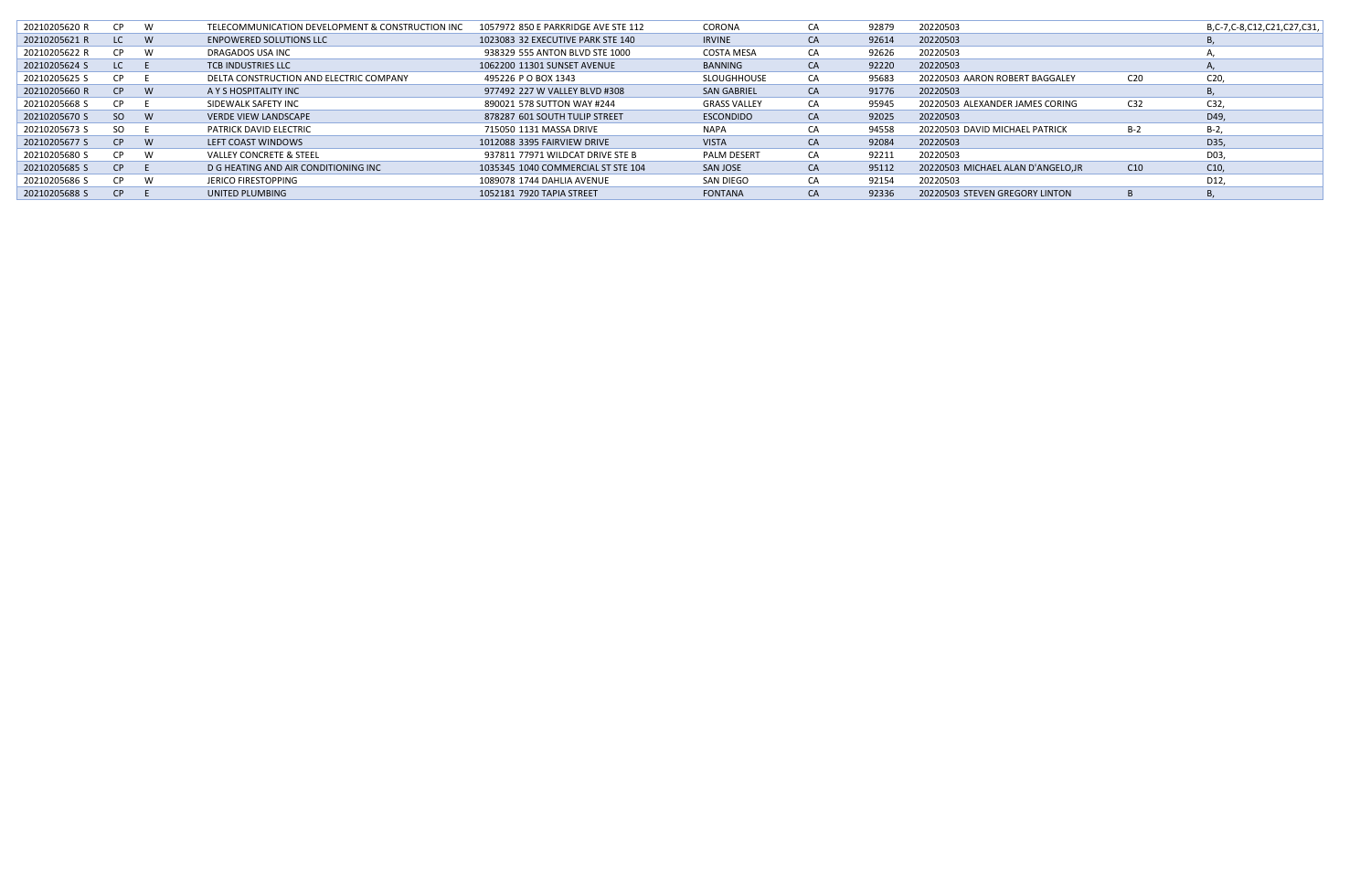| | | | | | | | | | | | | |
|---|---|---|---|---|---|---|---|---|---|---|---|---|
| 20210205620 | R | CP | W | TELECOMMUNICATION DEVELOPMENT & CONSTRUCTION INC | 1057972 | 850 E PARKRIDGE AVE STE 112 | CORONA | CA | 92879 | 20220503 | | B,C-7,C-8,C12,C21,C27,C31, |
| 20210205621 | R | LC | W | ENPOWERED SOLUTIONS LLC | 1023083 | 32 EXECUTIVE PARK STE 140 | IRVINE | CA | 92614 | 20220503 | | B, |
| 20210205622 | R | CP | W | DRAGADOS USA INC | 938329 | 555 ANTON BLVD STE 1000 | COSTA MESA | CA | 92626 | 20220503 | | A, |
| 20210205624 | S | LC | E | TCB INDUSTRIES LLC | 1062200 | 11301 SUNSET AVENUE | BANNING | CA | 92220 | 20220503 | | A, |
| 20210205625 | S | CP | E | DELTA CONSTRUCTION AND ELECTRIC COMPANY | 495226 | P O BOX 1343 | SLOUGHHOUSE | CA | 95683 | 20220503 AARON ROBERT BAGGALEY | C20 | C20, |
| 20210205660 | R | CP | W | A Y S HOSPITALITY INC | 977492 | 227 W VALLEY BLVD #308 | SAN GABRIEL | CA | 91776 | 20220503 | | B, |
| 20210205668 | S | CP | E | SIDEWALK SAFETY INC | 890021 | 578 SUTTON WAY #244 | GRASS VALLEY | CA | 95945 | 20220503 ALEXANDER JAMES CORING | C32 | C32, |
| 20210205670 | S | SO | W | VERDE VIEW LANDSCAPE | 878287 | 601 SOUTH TULIP STREET | ESCONDIDO | CA | 92025 | 20220503 | | D49, |
| 20210205673 | S | SO | E | PATRICK DAVID ELECTRIC | 715050 | 1131 MASSA DRIVE | NAPA | CA | 94558 | 20220503 DAVID MICHAEL PATRICK | B-2 | B-2, |
| 20210205677 | S | CP | W | LEFT COAST WINDOWS | 1012088 | 3395 FAIRVIEW DRIVE | VISTA | CA | 92084 | 20220503 | | D35, |
| 20210205680 | S | CP | W | VALLEY CONCRETE & STEEL | 937811 | 77971 WILDCAT DRIVE STE B | PALM DESERT | CA | 92211 | 20220503 | | D03, |
| 20210205685 | S | CP | E | D G HEATING AND AIR CONDITIONING INC | 1035345 | 1040 COMMERCIAL ST STE 104 | SAN JOSE | CA | 95112 | 20220503 MICHAEL ALAN D'ANGELO,JR | C10 | C10, |
| 20210205686 | S | CP | W | JERICO FIRESTOPPING | 1089078 | 1744 DAHLIA AVENUE | SAN DIEGO | CA | 92154 | 20220503 | | D12, |
| 20210205688 | S | CP | E | UNITED PLUMBING | 1052181 | 7920 TAPIA STREET | FONTANA | CA | 92336 | 20220503 STEVEN GREGORY LINTON | B | B, |